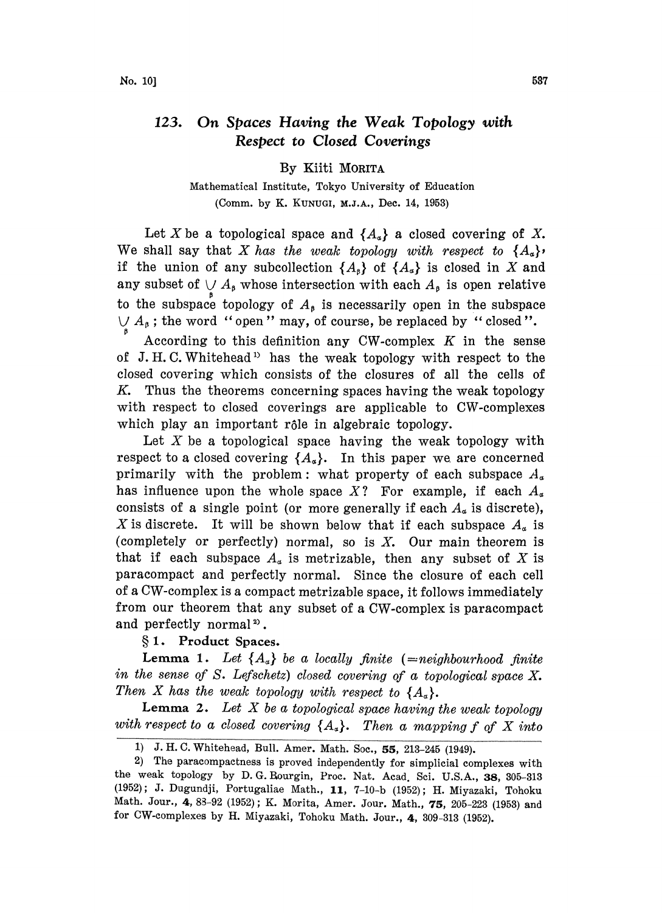# 123. On Spaces Having the Weak Topology with Respect to Closed Coverings

By Kiiti MORITA

Mathematical Institute, Tokyo University of Education

(Comm. by K. KUNUGI, M.J.A., Dec. 14, 1953)

Let $X$ be a topological space and $\{A_\alpha\}$ a closed covering of $X$. We shall say that *$X$ has the weak topology with respect to $\{A_\alpha\}$*, if the union of any subcollection $\{A_\beta\}$ of $\{A_\alpha\}$ is closed in $X$ and any subset of $\bigcup_\beta A_\beta$ whose intersection with each $A_\beta$ is open relative to the subspace topology of $A_\beta$ is necessarily open in the subspace $\bigcup_\beta A_\beta$; the word "open" may, of course, be replaced by "closed".

According to this definition any CW-complex $K$ in the sense of J. H. C. Whitehead[1] has the weak topology with respect to the closed covering which consists of the closures of all the cells of $K$. Thus the theorems concerning spaces having the weak topology with respect to closed coverings are applicable to CW-complexes which play an important rôle in algebraic topology.

Let $X$ be a topological space having the weak topology with respect to a closed covering $\{A_\alpha\}$. In this paper we are concerned primarily with the problem: what property of each subspace $A_\alpha$ has influence upon the whole space $X$? For example, if each $A_\alpha$ consists of a single point (or more generally if each $A_\alpha$ is discrete), $X$ is discrete. It will be shown below that if each subspace $A_\alpha$ is (completely or perfectly) normal, so is $X$. Our main theorem is that if each subspace $A_\alpha$ is metrizable, then any subset of $X$ is paracompact and perfectly normal. Since the closure of each cell of a CW-complex is a compact metrizable space, it follows immediately from our theorem that any subset of a CW-complex is paracompact and perfectly normal[2].

## § 1. Product Spaces.

**Lemma 1.** *Let $\{A_\alpha\}$ be a locally finite (=neighbourhood finite in the sense of S. Lefschetz) closed covering of a topological space $X$. Then $X$ has the weak topology with respect to $\{A_\alpha\}$.*

**Lemma 2.** *Let $X$ be a topological space having the weak topology with respect to a closed covering $\{A_\alpha\}$. Then a mapping $f$ of $X$ into*

---

1) J. H. C. Whitehead, Bull. Amer. Math. Soc., **55**, 213–245 (1949).

2) The paracompactness is proved independently for simplicial complexes with the weak topology by D. G. Bourgin, Proc. Nat. Acad. Sci. U.S.A., **38**, 305–313 (1952); J. Dugundji, Portugaliae Math., **11**, 7–10-b (1952); H. Miyazaki, Tohoku Math. Jour., **4**, 83–92 (1952); K. Morita, Amer. Jour. Math., **75**, 205–223 (1953) and for CW-complexes by H. Miyazaki, Tohoku Math. Jour., **4**, 309–313 (1952).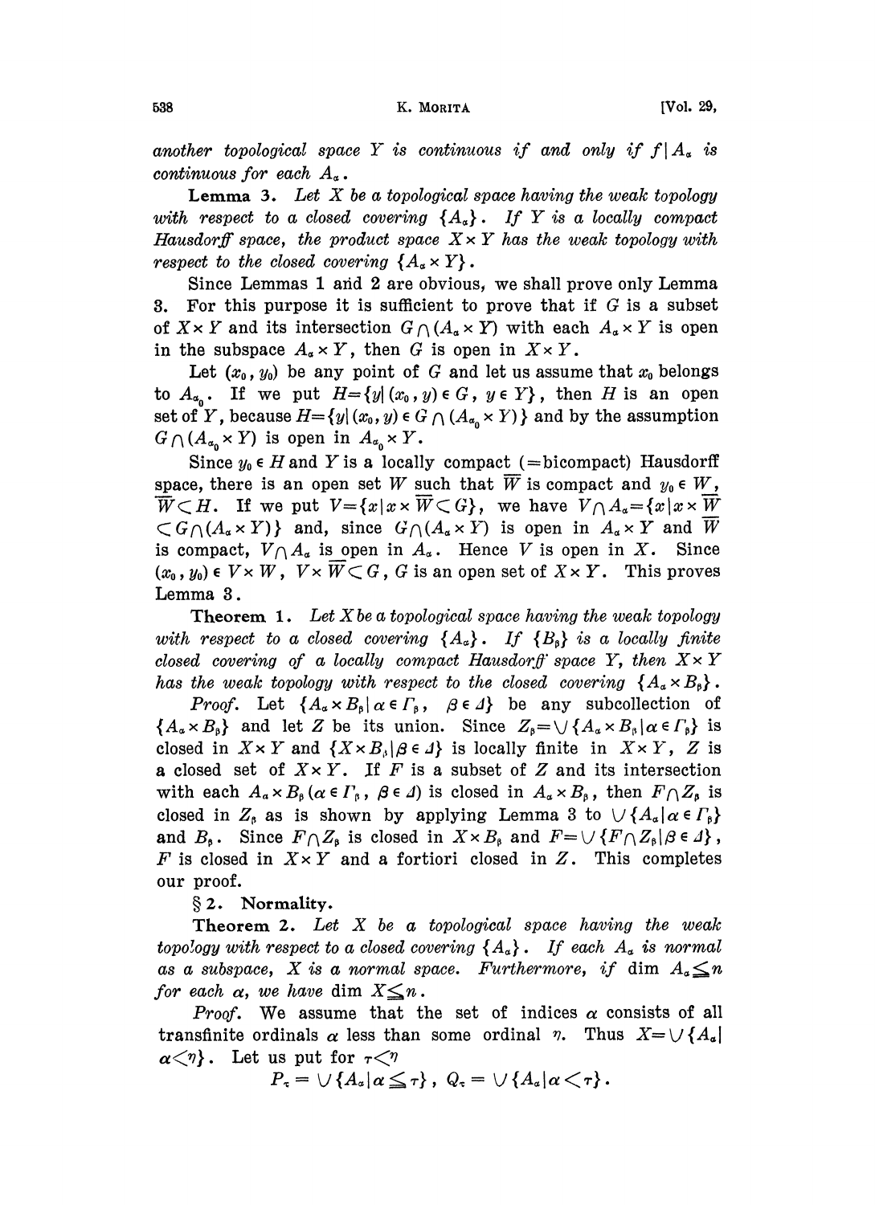another topological space $Y$ is continuous if and only if $f|A_\alpha$ is continuous for each $A_\alpha$.

**Lemma 3.** *Let $X$ be a topological space having the weak topology with respect to a closed covering $\{A_\alpha\}$. If $Y$ is a locally compact Hausdorff space, the product space $X\times Y$ has the weak topology with respect to the closed covering $\{A_\alpha \times Y\}$.*

Since Lemmas 1 and 2 are obvious, we shall prove only Lemma 3. For this purpose it is sufficient to prove that if $G$ is a subset of $X\times Y$ and its intersection $G\cap(A_\alpha\times Y)$ with each $A_\alpha\times Y$ is open in the subspace $A_\alpha\times Y$, then $G$ is open in $X\times Y$.

Let $(x_0, y_0)$ be any point of $G$ and let us assume that $x_0$ belongs to $A_{\alpha_0}$. If we put $H=\{y|(x_0, y)\in G,\ y\in Y\}$, then $H$ is an open set of $Y$, because $H=\{y|(x_0,y)\in G\cap(A_{\alpha_0}\times Y)\}$ and by the assumption $G\cap(A_{\alpha_0}\times Y)$ is open in $A_{\alpha_0}\times Y$.

Since $y_0\in H$ and $Y$ is a locally compact ($=$bicompact) Hausdorff space, there is an open set $W$ such that $\overline{W}$ is compact and $y_0\in W$, $\overline{W}\subset H$. If we put $V=\{x|x\times\overline{W}\subset G\}$, we have $V\cap A_\alpha=\{x|x\times\overline{W}\subset G\cap(A_\alpha\times Y)\}$ and, since $G\cap(A_\alpha\times Y)$ is open in $A_\alpha\times Y$ and $\overline{W}$ is compact, $V\cap A_\alpha$ is open in $A_\alpha$. Hence $V$ is open in $X$. Since $(x_0, y_0)\in V\times W$, $V\times\overline{W}\subset G$, $G$ is an open set of $X\times Y$. This proves Lemma 3.

**Theorem 1.** *Let $X$ be a topological space having the weak topology with respect to a closed covering $\{A_\alpha\}$. If $\{B_\beta\}$ is a locally finite closed covering of a locally compact Hausdorff space $Y$, then $X\times Y$ has the weak topology with respect to the closed covering $\{A_\alpha\times B_\beta\}$.*

*Proof.* Let $\{A_\alpha\times B_\beta|\alpha\in\Gamma_\beta,\ \beta\in\Delta\}$ be any subcollection of $\{A_\alpha\times B_\beta\}$ and let $Z$ be its union. Since $Z_\beta=\bigcup\{A_\alpha\times B_\beta|\alpha\in\Gamma_\beta\}$ is closed in $X\times Y$ and $\{X\times B_\beta|\beta\in\Delta\}$ is locally finite in $X\times Y$, $Z$ is a closed set of $X\times Y$. If $F$ is a subset of $Z$ and its intersection with each $A_\alpha\times B_\beta$ ($\alpha\in\Gamma_\beta$, $\beta\in\Delta$) is closed in $A_\alpha\times B_\beta$, then $F\cap Z_\beta$ is closed in $Z_\beta$ as is shown by applying Lemma 3 to $\bigcup\{A_\alpha|\alpha\in\Gamma_\beta\}$ and $B_\beta$. Since $F\cap Z_\beta$ is closed in $X\times B_\beta$ and $F=\bigcup\{F\cap Z_\beta|\beta\in\Delta\}$, $F$ is closed in $X\times Y$ and a fortiori closed in $Z$. This completes our proof.

## §2. Normality.

**Theorem 2.** *Let $X$ be a topological space having the weak topology with respect to a closed covering $\{A_\alpha\}$. If each $A_\alpha$ is normal as a subspace, $X$ is a normal space. Furthermore, if $\dim A_\alpha\leqq n$ for each $\alpha$, we have $\dim X\leqq n$.*

*Proof.* We assume that the set of indices $\alpha$ consists of all transfinite ordinals $\alpha$ less than some ordinal $\eta$. Thus $X=\bigcup\{A_\alpha|\alpha<\eta\}$. Let us put for $\tau<\eta$

$$P_\tau=\bigcup\{A_\alpha|\alpha\leqq\tau\},\ Q_\tau=\bigcup\{A_\alpha|\alpha<\tau\}.$$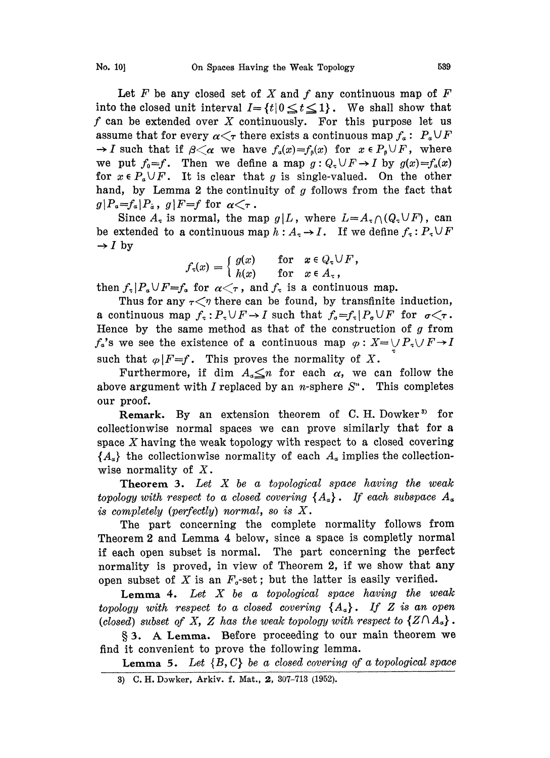Let $F$ be any closed set of $X$ and $f$ any continuous map of $F$ into the closed unit interval $I=\{t|0\leqq t\leqq 1\}$. We shall show that $f$ can be extended over $X$ continuously. For this purpose let us assume that for every $\alpha<\tau$ there exists a continuous map $f_\alpha: P_\alpha\cup F\to I$ such that if $\beta<\alpha$ we have $f_\alpha(x)=f_\beta(x)$ for $x\in P_\beta\cup F$, where we put $f_0=f$. Then we define a map $g: Q_\tau\cup F\to I$ by $g(x)=f_\alpha(x)$ for $x\in P_\alpha\cup F$. It is clear that $g$ is single-valued. On the other hand, by Lemma 2 the continuity of $g$ follows from the fact that $g|P_\alpha=f_\alpha|P_\alpha$, $g|F=f$ for $\alpha<\tau$.

Since $A_\tau$ is normal, the map $g|L$, where $L=A_\tau\cap(Q_\tau\cup F)$, can be extended to a continuous map $h: A_\tau\to I$. If we define $f_\tau: P_\tau\cup F\to I$ by

$$f_\tau(x)=\begin{cases} g(x) & \text{for } x\in Q_\tau\cup F,\\ h(x) & \text{for } x\in A_\tau,\end{cases}$$

then $f_\tau|P_\alpha\cup F=f_\alpha$ for $\alpha<\tau$, and $f_\tau$ is a continuous map.

Thus for any $\tau<\eta$ there can be found, by transfinite induction, a continuous map $f_\tau: P_\tau\cup F\to I$ such that $f_\sigma=f_\tau|P_\sigma\cup F$ for $\sigma<\tau$. Hence by the same method as that of the construction of $g$ from $f_\alpha$'s we see the existence of a continuous map $\varphi: X=\bigcup_\tau P_\tau\cup F\to I$ such that $\varphi|F=f$. This proves the normality of $X$.

Furthermore, if $\dim A_\alpha\leqq n$ for each $\alpha$, we can follow the above argument with $I$ replaced by an $n$-sphere $S^n$. This completes our proof.

**Remark.** By an extension theorem of C. H. Dowker[3] for collectionwise normal spaces we can prove similarly that for a space $X$ having the weak topology with respect to a closed covering $\{A_\alpha\}$ the collectionwise normality of each $A_\alpha$ implies the collectionwise normality of $X$.

**Theorem 3.** *Let $X$ be a topological space having the weak topology with respect to a closed covering $\{A_\alpha\}$. If each subspace $A_\alpha$ is completely (perfectly) normal, so is $X$.*

The part concerning the complete normality follows from Theorem 2 and Lemma 4 below, since a space is completly normal if each open subset is normal. The part concerning the perfect normality is proved, in view of Theorem 2, if we show that any open subset of $X$ is an $F_\sigma$-set; but the latter is easily verified.

**Lemma 4.** *Let $X$ be a topological space having the weak topology with respect to a closed covering $\{A_\alpha\}$. If $Z$ is an open (closed) subset of $X$, $Z$ has the weak topology with respect to $\{Z\cap A_\alpha\}$.*

## § 3. A Lemma.

Before proceeding to our main theorem we find it convenient to prove the following lemma.

**Lemma 5.** *Let $\{B, C\}$ be a closed covering of a topological space*

---

3) C. H. Dowker, Arkiv. f. Mat., **2**, 307-713 (1952).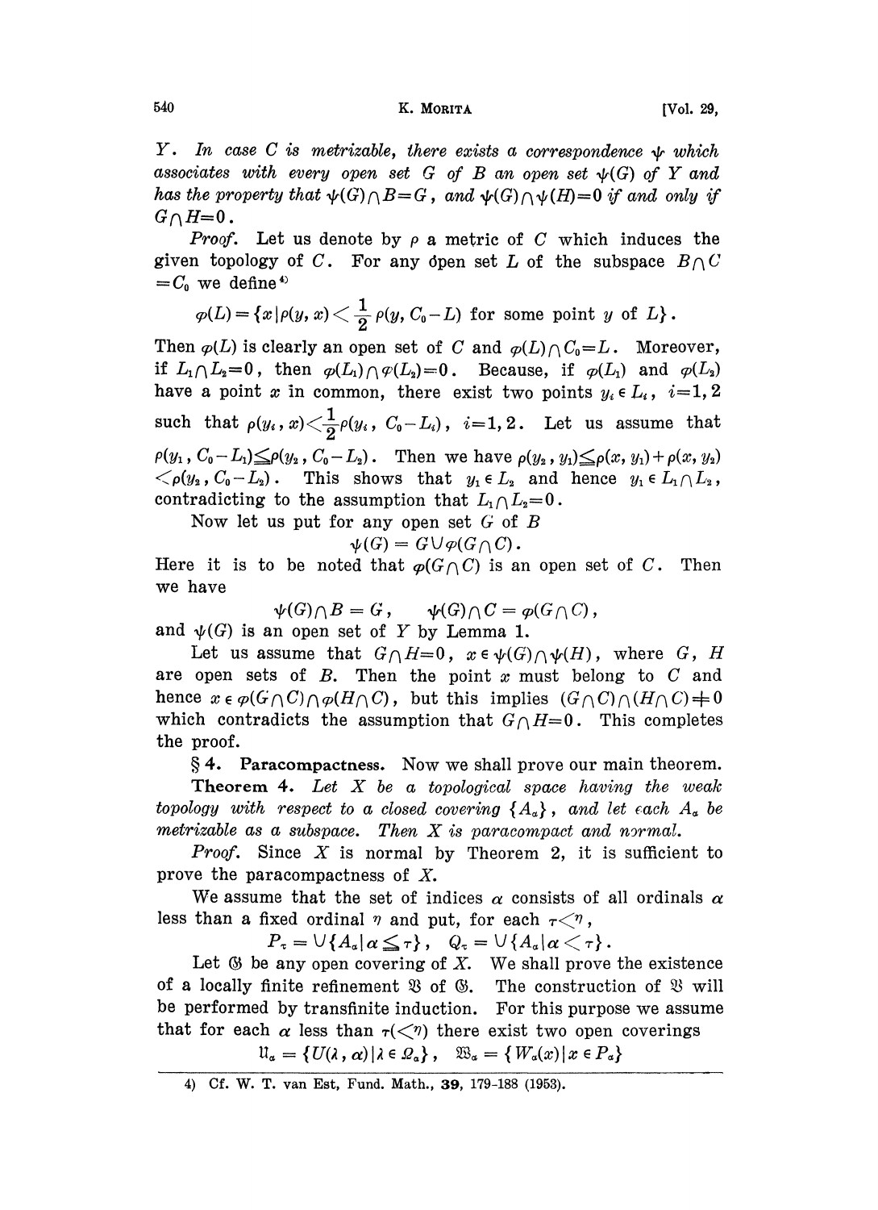*Y*. *In case* $C$ *is metrizable, there exists a correspondence* $\psi$ *which associates with every open set* $G$ *of* $B$ *an open set* $\psi(G)$ *of* $Y$ *and has the property that* $\psi(G)\cap B=G$, *and* $\psi(G)\cap\psi(H)=0$ *if and only if* $G\cap H=0$.

*Proof*. Let us denote by $\rho$ a metric of $C$ which induces the given topology of $C$. For any open set $L$ of the subspace $B\cap C=C_0$ we define[4]

$$\varphi(L)=\{x\,|\,\rho(y,x)<\frac{1}{2}\rho(y,C_0-L) \text{ for some point } y \text{ of } L\}.$$

Then $\varphi(L)$ is clearly an open set of $C$ and $\varphi(L)\cap C_0=L$. Moreover, if $L_1\cap L_2=0$, then $\varphi(L_1)\cap\varphi(L_2)=0$. Because, if $\varphi(L_1)$ and $\varphi(L_2)$ have a point $x$ in common, there exist two points $y_i\in L_i$, $i=1,2$ such that $\rho(y_i,x)<\frac{1}{2}\rho(y_i, C_0-L_i)$, $i=1,2$. Let us assume that $\rho(y_1,C_0-L_1)\leqq\rho(y_2,C_0-L_2)$. Then we have $\rho(y_2,y_1)\leqq\rho(x,y_1)+\rho(x,y_2)<\rho(y_2,C_0-L_2)$. This shows that $y_1\in L_2$ and hence $y_1\in L_1\cap L_2$, contradicting to the assumption that $L_1\cap L_2=0$.

Now let us put for any open set $G$ of $B$

$$\psi(G)=G\cup\varphi(G\cap C).$$

Here it is to be noted that $\varphi(G\cap C)$ is an open set of $C$. Then we have

$$\psi(G)\cap B=G,\qquad \psi(G)\cap C=\varphi(G\cap C),$$

and $\psi(G)$ is an open set of $Y$ by Lemma 1.

Let us assume that $G\cap H=0$, $x\in\psi(G)\cap\psi(H)$, where $G$, $H$ are open sets of $B$. Then the point $x$ must belong to $C$ and hence $x\in\varphi(G\cap C)\cap\varphi(H\cap C)$, but this implies $(G\cap C)\cap(H\cap C)\neq 0$ which contradicts the assumption that $G\cap H=0$. This completes the proof.

## § 4. Paracompactness.

Now we shall prove our main theorem.

**Theorem 4.** *Let* $X$ *be a topological space having the weak topology with respect to a closed covering* $\{A_\alpha\}$, *and let each* $A_\alpha$ *be metrizable as a subspace. Then* $X$ *is paracompact and normal.*

*Proof*. Since $X$ is normal by Theorem 2, it is sufficient to prove the paracompactness of $X$.

We assume that the set of indices $\alpha$ consists of all ordinals $\alpha$ less than a fixed ordinal $\eta$ and put, for each $\tau<\eta$,

$$P_\tau=\cup\{A_\alpha\,|\,\alpha\leqq\tau\},\quad Q_\tau=\cup\{A_\alpha\,|\,\alpha<\tau\}.$$

Let $\mathfrak{G}$ be any open covering of $X$. We shall prove the existence of a locally finite refinement $\mathfrak{V}$ of $\mathfrak{G}$. The construction of $\mathfrak{V}$ will be performed by transfinite induction. For this purpose we assume that for each $\alpha$ less than $\tau(<\eta)$ there exist two open coverings

$$\mathfrak{U}_\alpha=\{U(\lambda,\alpha)\,|\,\lambda\in\Omega_\alpha\},\quad \mathfrak{W}_\alpha=\{W_\alpha(x)\,|\,x\in P_\alpha\}$$

---

4) Cf. W. T. van Est, Fund. Math., **39**, 179–188 (1953).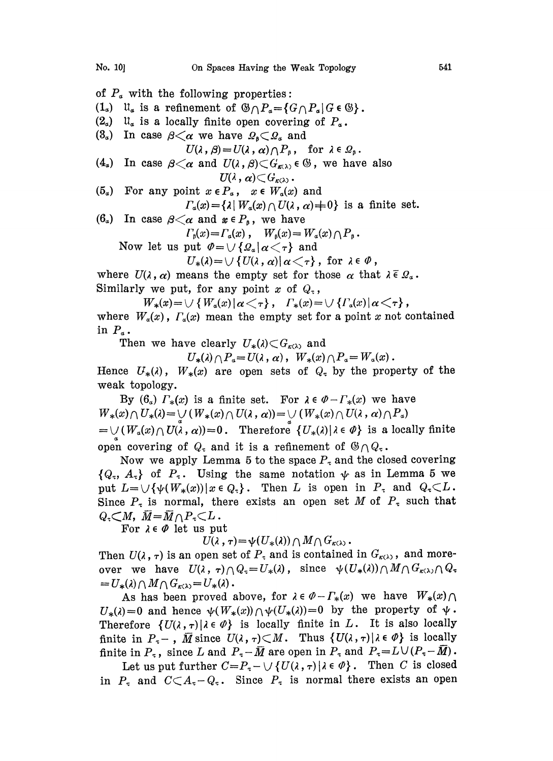of $P_\alpha$ with the following properties:

($1_\alpha$) $\mathfrak{U}_\alpha$ is a refinement of $\mathfrak{G} \cap P_\alpha = \{G \cap P_\alpha \mid G \in \mathfrak{G}\}$.

($2_\alpha$) $\mathfrak{U}_\alpha$ is a locally finite open covering of $P_\alpha$.

($3_\alpha$) In case $\beta < \alpha$ we have $\Omega_\beta \subset \Omega_\alpha$ and

$$U(\lambda, \beta) = U(\lambda, \alpha) \cap P_\beta, \quad \text{for } \lambda \in \Omega_\beta.$$

($4_\alpha$) In case $\beta < \alpha$ and $U(\lambda, \beta) \subset G_{\kappa(\lambda)} \in \mathfrak{G}$, we have also

$$U(\lambda, \alpha) \subset G_{\kappa(\lambda)}.$$

($5_\alpha$) For any point $x \in P_\alpha$, $x \in W_\alpha(x)$ and

$$\Gamma_\alpha(x) = \{\lambda \mid W_\alpha(x) \cap U(\lambda, \alpha) \neq 0\} \text{ is a finite set.}$$

($6_\alpha$) In case $\beta < \alpha$ and $x \in P_\beta$, we have

$$\Gamma_\beta(x) = \Gamma_\alpha(x), \quad W_\beta(x) = W_\alpha(x) \cap P_\beta.$$

Now let us put $\Phi = \cup \{\Omega_\alpha \mid \alpha < \tau\}$ and

$$U_*(\lambda) = \cup \{U(\lambda, \alpha) \mid \alpha < \tau\}, \text{ for } \lambda \in \Phi,$$

where $U(\lambda, \alpha)$ means the empty set for those $\alpha$ that $\lambda \bar{\in} \Omega_\alpha$. Similarly we put, for any point $x$ of $Q_\tau$,

$$W_*(x) = \cup \{W_\alpha(x) \mid \alpha < \tau\}, \quad \Gamma_*(x) = \cup \{\Gamma_\alpha(x) \mid \alpha < \tau\},$$

where $W_\alpha(x)$, $\Gamma_\alpha(x)$ mean the empty set for a point $x$ not contained in $P_\alpha$.

Then we have clearly $U_*(\lambda) \subset G_{\kappa(\lambda)}$ and

$$U_*(\lambda) \cap P_\alpha = U(\lambda, \alpha), \quad W_*(x) \cap P_\alpha = W_\alpha(x).$$

Hence $U_*(\lambda)$, $W_*(x)$ are open sets of $Q_\tau$ by the property of the weak topology.

By ($6_\alpha$) $\Gamma_*(x)$ is a finite set. For $\lambda \in \Phi - \Gamma_*(x)$ we have $W_*(x) \cap U_*(\lambda) = \bigcup_\alpha (W_*(x) \cap U(\lambda, \alpha)) = \bigcup_\alpha (W_*(x) \cap U(\lambda, \alpha) \cap P_\alpha)$ $= \bigcup_\alpha (W_\alpha(x) \cap U(\lambda, \alpha)) = 0$. Therefore $\{U_*(\lambda) \mid \lambda \in \Phi\}$ is a locally finite open covering of $Q_\tau$ and it is a refinement of $\mathfrak{G} \cap Q_\tau$.

Now we apply Lemma 5 to the space $P_\tau$ and the closed covering $\{Q_\tau, A_\tau\}$ of $P_\tau$. Using the same notation $\psi$ as in Lemma 5 we put $L = \cup \{\psi(W_*(x)) \mid x \in Q_\tau\}$. Then $L$ is open in $P_\tau$ and $Q_\tau \subset L$. Since $P_\tau$ is normal, there exists an open set $M$ of $P_\tau$ such that $Q_\tau \subset M$, $\bar{M} = \bar{M} \cap P_\tau \subset L$.

For $\lambda \in \Phi$ let us put

$$U(\lambda, \tau) = \psi(U_*(\lambda)) \cap M \cap G_{\kappa(\lambda)}.$$

Then $U(\lambda, \tau)$ is an open set of $P_\tau$ and is contained in $G_{\kappa(\lambda)}$, and moreover we have $U(\lambda, \tau) \cap Q_\tau = U_*(\lambda)$, since $\psi(U_*(\lambda)) \cap M \cap G_{\kappa(\lambda)} \cap Q_\tau$ $= U_*(\lambda) \cap M \cap G_{\kappa(\lambda)} = U_*(\lambda)$.

As has been proved above, for $\lambda \in \Phi - \Gamma_*(x)$ we have $W_*(x) \cap U_*(\lambda) = 0$ and hence $\psi(W_*(x)) \cap \psi(U_*(\lambda)) = 0$ by the property of $\psi$. Therefore $\{U(\lambda, \tau) \mid \lambda \in \Phi\}$ is locally finite in $L$. It is also locally finite in $P_\tau - \bar{M}$ since $U(\lambda, \tau) \subset M$. Thus $\{U(\lambda, \tau) \mid \lambda \in \Phi\}$ is locally finite in $P_\tau$, since $L$ and $P_\tau - \bar{M}$ are open in $P_\tau$ and $P_\tau = L \cup (P_\tau - \bar{M})$.

Let us put further $C = P_\tau - \cup \{U(\lambda, \tau) \mid \lambda \in \Phi\}$. Then $C$ is closed in $P_\tau$ and $C \subset A_\tau - Q_\tau$. Since $P_\tau$ is normal there exists an open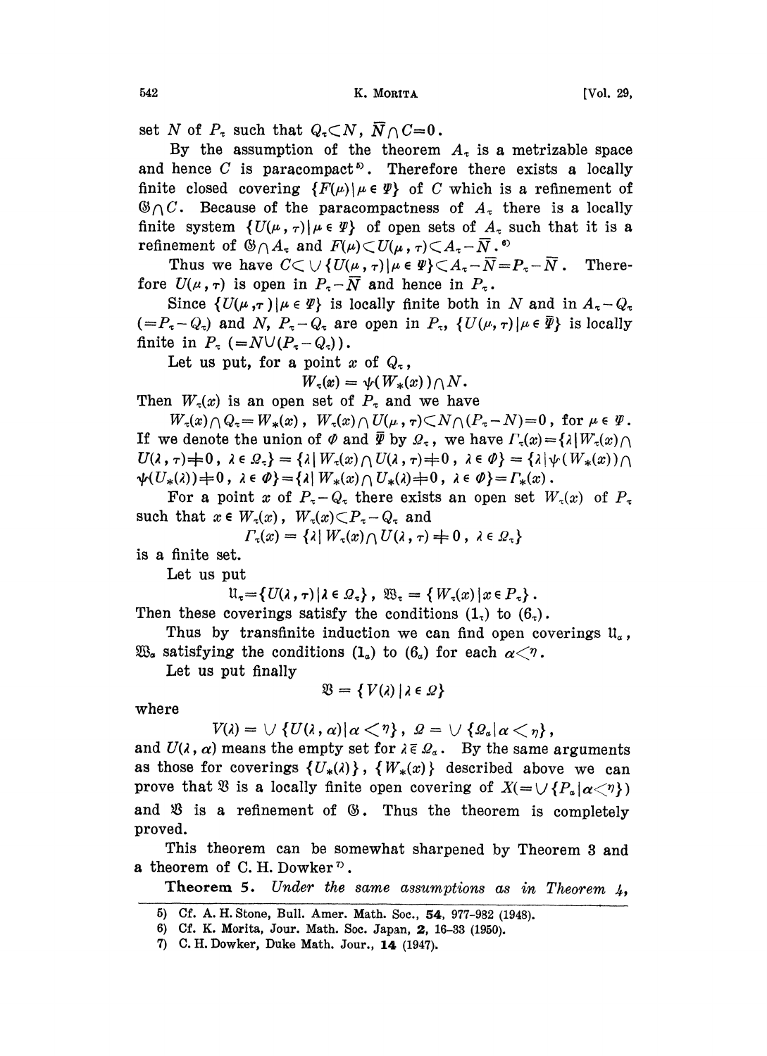set $N$ of $P_\tau$ such that $Q_\tau \subset N$, $\overline{N} \cap C = 0$.

By the assumption of the theorem $A_\tau$ is a metrizable space and hence $C$ is paracompact[5]. Therefore there exists a locally finite closed covering $\{F(\mu) \mid \mu \in \Psi\}$ of $C$ which is a refinement of $\mathfrak{G} \cap C$. Because of the paracompactness of $A_\tau$ there is a locally finite system $\{U(\mu, \tau) \mid \mu \in \Psi\}$ of open sets of $A_\tau$ such that it is a refinement of $\mathfrak{G} \cap A_\tau$ and $F(\mu) \subset U(\mu, \tau) \subset A_\tau - \overline{N}$.[6]

Thus we have $C \subset \bigcup \{U(\mu, \tau) \mid \mu \in \Psi\} \subset A_\tau - \overline{N} = P_\tau - \overline{N}$. Therefore $U(\mu, \tau)$ is open in $P_\tau - \overline{N}$ and hence in $P_\tau$.

Since $\{U(\mu, \tau) \mid \mu \in \Psi\}$ is locally finite both in $N$ and in $A_\tau - Q_\tau$ $(= P_\tau - Q_\tau)$ and $N$, $P_\tau - Q_\tau$ are open in $P_\tau$, $\{U(\mu, \tau) \mid \mu \in \overline{\Psi}\}$ is locally finite in $P_\tau$ $(= N \cup (P_\tau - Q_\tau))$.

Let us put, for a point $x$ of $Q_\tau$,

$$W_\tau(x) = \psi(W_*(x)) \cap N.$$

Then $W_\tau(x)$ is an open set of $P_\tau$ and we have

$W_\tau(x) \cap Q_\tau = W_*(x)$, $W_\tau(x) \cap U(\mu, \tau) \subset N \cap (P_\tau - N) = 0$, for $\mu \in \Psi$. If we denote the union of $\Phi$ and $\overline{\Psi}$ by $\Omega_\tau$, we have $\Gamma_\tau(x) = \{\lambda \mid W_\tau(x) \cap U(\lambda, \tau) \neq 0,\ \lambda \in \Omega_\tau\} = \{\lambda \mid W_\tau(x) \cap U(\lambda, \tau) \neq 0,\ \lambda \in \Phi\} = \{\lambda \mid \psi(W_*(x)) \cap \psi(U_*(\lambda)) \neq 0,\ \lambda \in \Phi\} = \{\lambda \mid W_*(x) \cap U_*(\lambda) \neq 0,\ \lambda \in \Phi\} = \Gamma_*(x)$.

For a point $x$ of $P_\tau - Q_\tau$ there exists an open set $W_\tau(x)$ of $P_\tau$ such that $x \in W_\tau(x)$, $W_\tau(x) \subset P_\tau - Q_\tau$ and

$$\Gamma_\tau(x) = \{\lambda \mid W_\tau(x) \cap U(\lambda, \tau) \neq 0,\ \lambda \in \Omega_\tau\}$$

is a finite set.

Let us put

$$\mathfrak{U}_\tau = \{U(\lambda, \tau) \mid \lambda \in \Omega_\tau\},\quad \mathfrak{W}_\tau = \{W_\tau(x) \mid x \in P_\tau\}.$$

Then these coverings satisfy the conditions $(1_\tau)$ to $(6_\tau)$.

Thus by transfinite induction we can find open coverings $\mathfrak{U}_\alpha$, $\mathfrak{W}_\alpha$ satisfying the conditions $(1_\alpha)$ to $(6_\alpha)$ for each $\alpha < \eta$.

Let us put finally

$$\mathfrak{V} = \{V(\lambda) \mid \lambda \in \Omega\}$$

where

$$V(\lambda) = \bigcup \{U(\lambda, \alpha) \mid \alpha < \eta\},\quad \Omega = \bigcup \{\Omega_\alpha \mid \alpha < \eta\},$$

and $U(\lambda, \alpha)$ means the empty set for $\lambda \bar{\in} \Omega_\alpha$. By the same arguments as those for coverings $\{U_*(\lambda)\}$, $\{W_*(x)\}$ described above we can prove that $\mathfrak{V}$ is a locally finite open covering of $X (= \bigcup \{P_\alpha \mid \alpha < \eta\})$ and $\mathfrak{V}$ is a refinement of $\mathfrak{G}$. Thus the theorem is completely proved.

This theorem can be somewhat sharpened by Theorem 3 and a theorem of C. H. Dowker[7].

**Theorem 5.** *Under the same assumptions as in Theorem 4,*

---

5) Cf. A. H. Stone, Bull. Amer. Math. Soc., **54**, 977–982 (1948).

6) Cf. K. Morita, Jour. Math. Soc. Japan, **2**, 16–33 (1950).

7) C. H. Dowker, Duke Math. Jour., **14** (1947).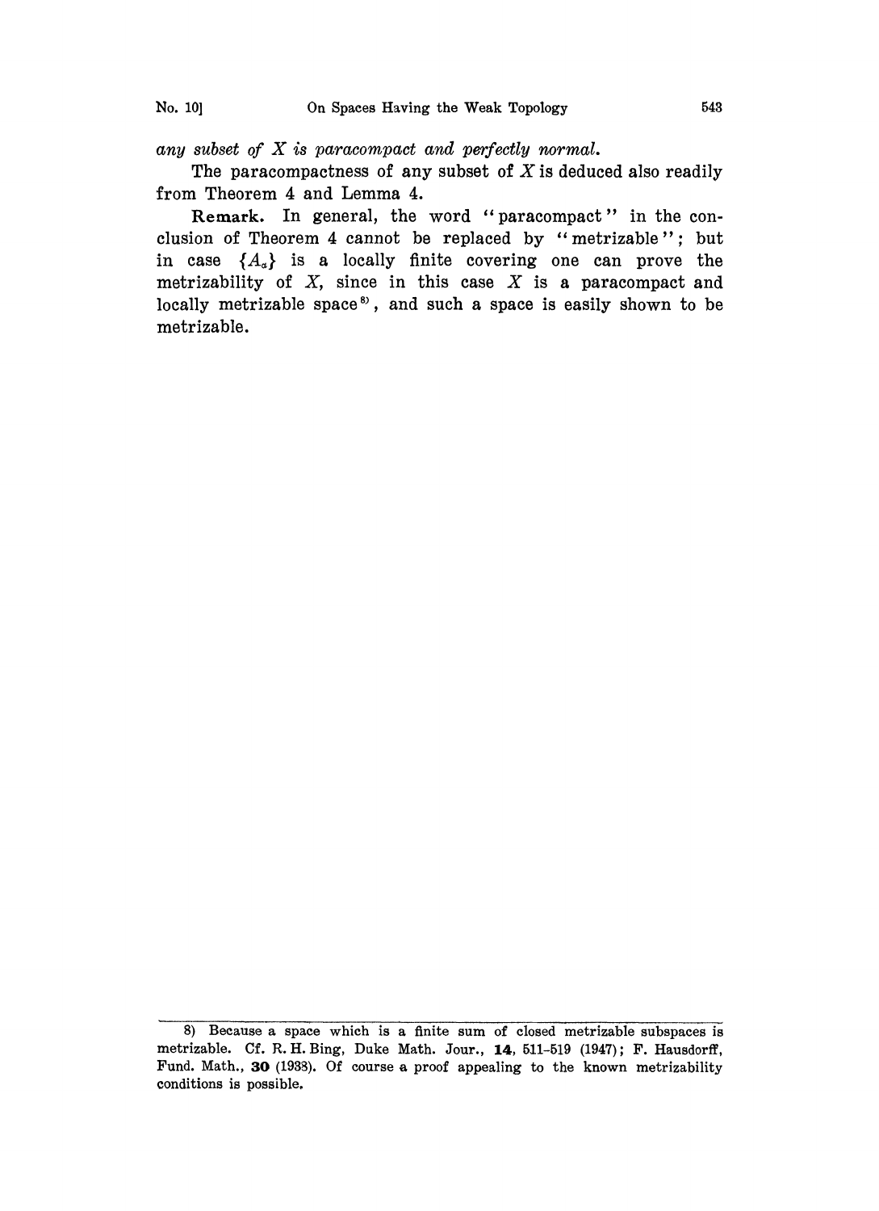*any subset of $X$ is paracompact and perfectly normal.*

The paracompactness of any subset of $X$ is deduced also readily from Theorem 4 and Lemma 4.

**Remark.** In general, the word "paracompact" in the conclusion of Theorem 4 cannot be replaced by "metrizable"; but in case $\{A_\alpha\}$ is a locally finite covering one can prove the metrizability of $X$, since in this case $X$ is a paracompact and locally metrizable space[8], and such a space is easily shown to be metrizable.

---

8) Because a space which is a finite sum of closed metrizable subspaces is metrizable. Cf. R. H. Bing, Duke Math. Jour., **14**, 511–519 (1947); F. Hausdorff, Fund. Math., **30** (1938). Of course a proof appealing to the known metrizability conditions is possible.